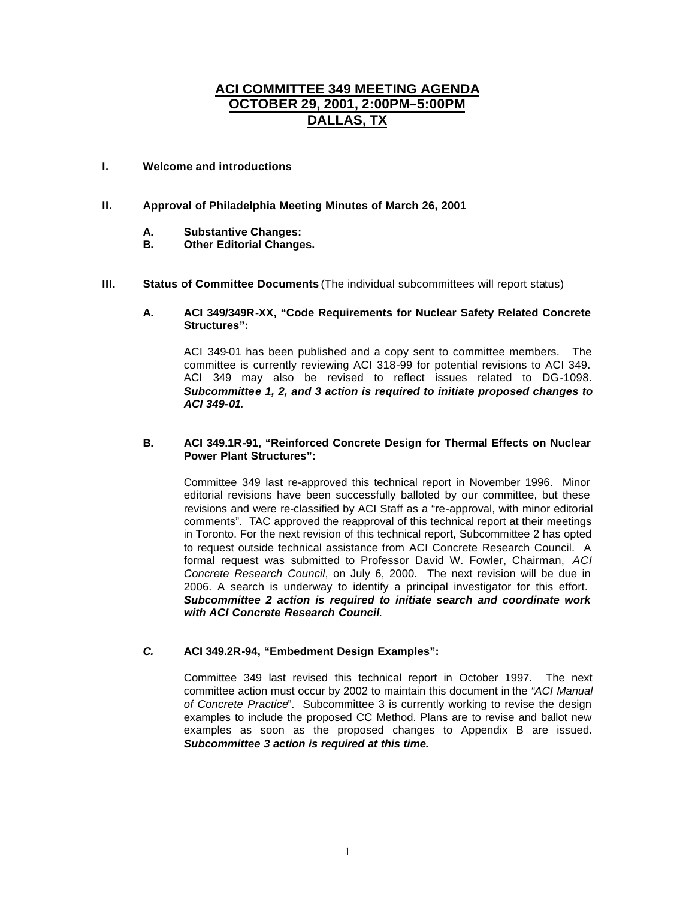# ACI COMMITTEE 349 MEETING AGENDA
# OCTOBER 29, 2001, 2:00PM–5:00PM
# DALLAS, TX

**I. Welcome and introductions**

**II. Approval of Philadelphia Meeting Minutes of March 26, 2001**

**A. Substantive Changes:**

**B. Other Editorial Changes.**

**III. Status of Committee Documents** (The individual subcommittees will report status)

**A. ACI 349/349R-XX, "Code Requirements for Nuclear Safety Related Concrete Structures":**

ACI 349-01 has been published and a copy sent to committee members. The committee is currently reviewing ACI 318-99 for potential revisions to ACI 349. ACI 349 may also be revised to reflect issues related to DG-1098. ***Subcommittee 1, 2, and 3 action is required to initiate proposed changes to ACI 349-01.***

**B. ACI 349.1R-91, "Reinforced Concrete Design for Thermal Effects on Nuclear Power Plant Structures":**

Committee 349 last re-approved this technical report in November 1996. Minor editorial revisions have been successfully balloted by our committee, but these revisions and were re-classified by ACI Staff as a "re-approval, with minor editorial comments". TAC approved the reapproval of this technical report at their meetings in Toronto. For the next revision of this technical report, Subcommittee 2 has opted to request outside technical assistance from ACI Concrete Research Council. A formal request was submitted to Professor David W. Fowler, Chairman, *ACI Concrete Research Council*, on July 6, 2000. The next revision will be due in 2006. A search is underway to identify a principal investigator for this effort. ***Subcommittee 2 action is required to initiate search and coordinate work with ACI Concrete Research Council.***

***C.*** **ACI 349.2R-94, "Embedment Design Examples":**

Committee 349 last revised this technical report in October 1997. The next committee action must occur by 2002 to maintain this document in the *"ACI Manual of Concrete Practice*". Subcommittee 3 is currently working to revise the design examples to include the proposed CC Method. Plans are to revise and ballot new examples as soon as the proposed changes to Appendix B are issued. ***Subcommittee 3 action is required at this time.***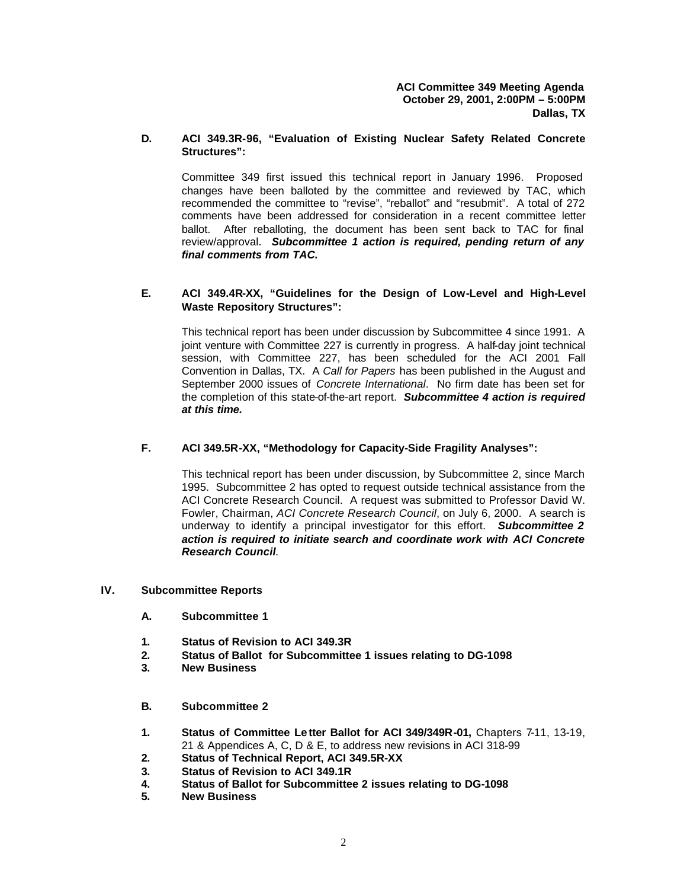**D. ACI 349.3R-96, "Evaluation of Existing Nuclear Safety Related Concrete Structures":**

Committee 349 first issued this technical report in January 1996. Proposed changes have been balloted by the committee and reviewed by TAC, which recommended the committee to "revise", "reballot" and "resubmit". A total of 272 comments have been addressed for consideration in a recent committee letter ballot. After reballoting, the document has been sent back to TAC for final review/approval. ***Subcommittee 1 action is required, pending return of any final comments from TAC.***

**E. ACI 349.4R-XX, "Guidelines for the Design of Low-Level and High-Level Waste Repository Structures":**

This technical report has been under discussion by Subcommittee 4 since 1991. A joint venture with Committee 227 is currently in progress. A half-day joint technical session, with Committee 227, has been scheduled for the ACI 2001 Fall Convention in Dallas, TX. A *Call for Papers* has been published in the August and September 2000 issues of *Concrete International*. No firm date has been set for the completion of this state-of-the-art report. ***Subcommittee 4 action is required at this time.***

**F. ACI 349.5R-XX, "Methodology for Capacity-Side Fragility Analyses":**

This technical report has been under discussion, by Subcommittee 2, since March 1995. Subcommittee 2 has opted to request outside technical assistance from the ACI Concrete Research Council. A request was submitted to Professor David W. Fowler, Chairman, *ACI Concrete Research Council*, on July 6, 2000. A search is underway to identify a principal investigator for this effort. ***Subcommittee 2 action is required to initiate search and coordinate work with ACI Concrete Research Council.***

## IV. Subcommittee Reports

**A. Subcommittee 1**

1. **Status of Revision to ACI 349.3R**
2. **Status of Ballot for Subcommittee 1 issues relating to DG-1098**
3. **New Business**

**B. Subcommittee 2**

1. **Status of Committee Letter Ballot for ACI 349/349R-01,** Chapters 7-11, 13-19, 21 & Appendices A, C, D & E, to address new revisions in ACI 318-99
2. **Status of Technical Report, ACI 349.5R-XX**
3. **Status of Revision to ACI 349.1R**
4. **Status of Ballot for Subcommittee 2 issues relating to DG-1098**
5. **New Business**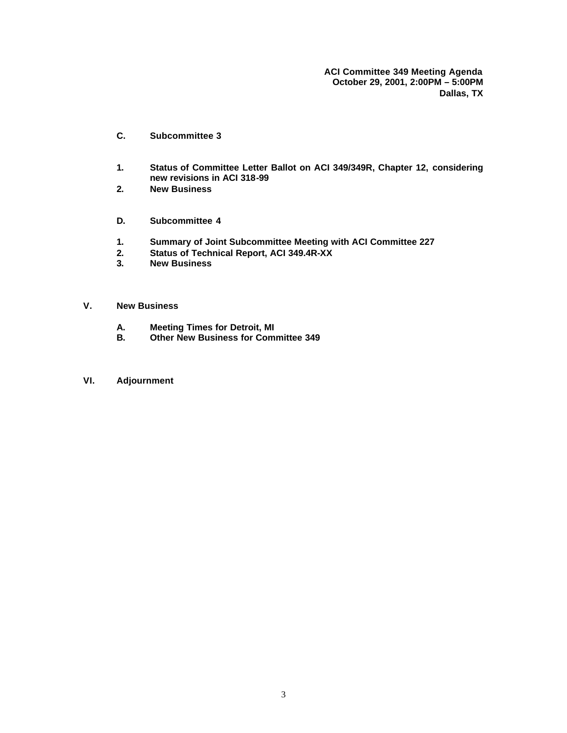**ACI Committee 349 Meeting Agenda**
**October 29, 2001, 2:00PM – 5:00PM**
**Dallas, TX**

**C. Subcommittee 3**

1. **Status of Committee Letter Ballot on ACI 349/349R, Chapter 12, considering new revisions in ACI 318-99**
2. **New Business**

**D. Subcommittee 4**

1. **Summary of Joint Subcommittee Meeting with ACI Committee 227**
2. **Status of Technical Report, ACI 349.4R-XX**
3. **New Business**

**V. New Business**

**A. Meeting Times for Detroit, MI**
**B. Other New Business for Committee 349**

**VI. Adjournment**